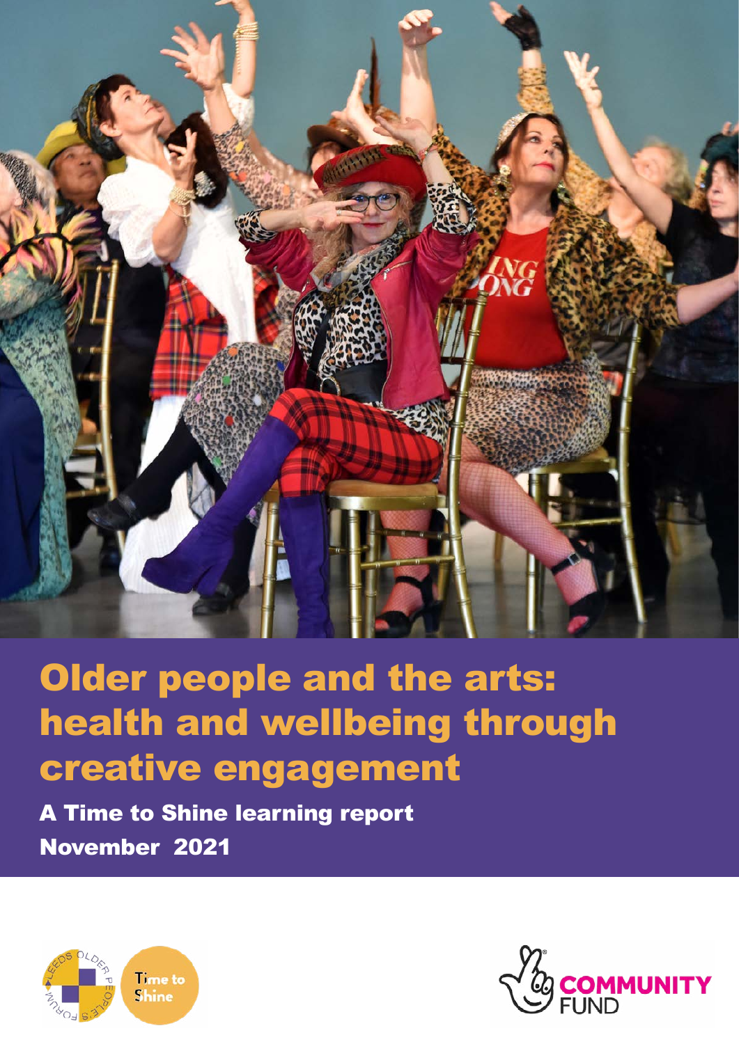# Older people and the arts: health and wellbeing through creative engagement

**A Time to Shine learning report**

**November 2021**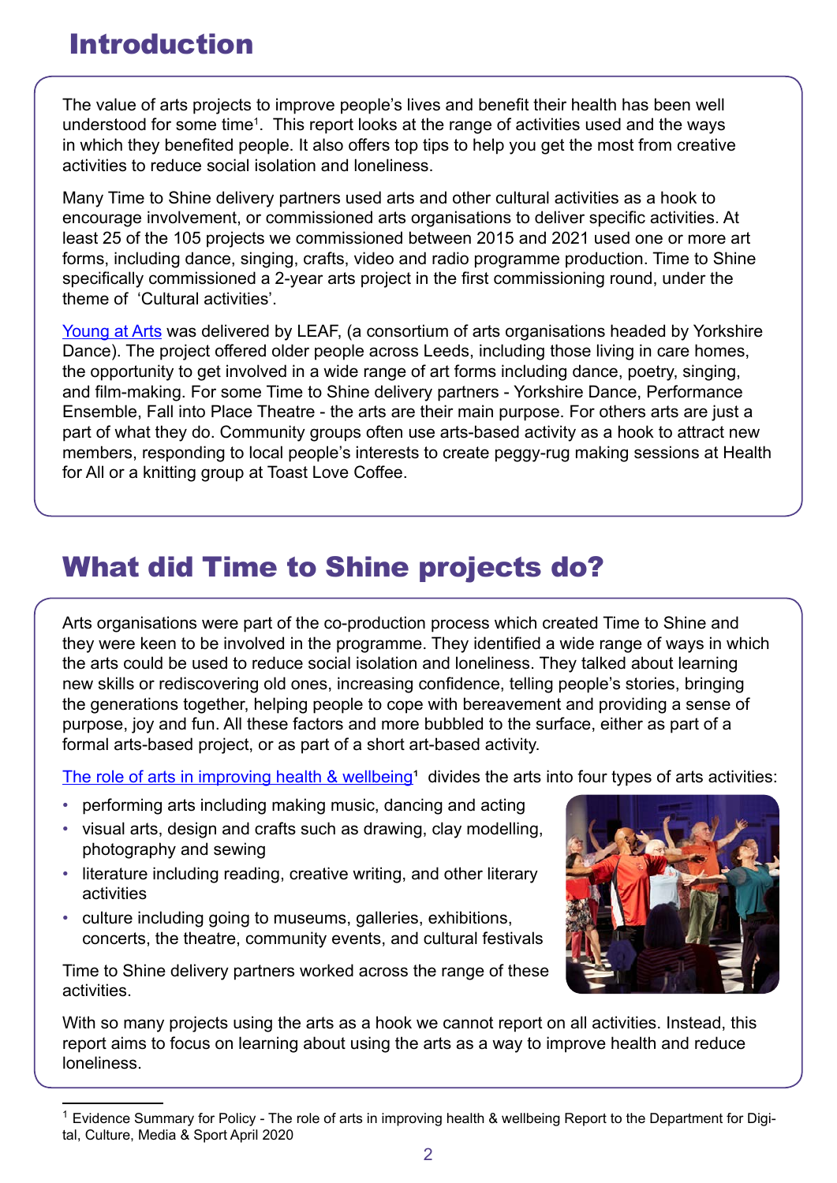# Introduction

The value of arts projects to improve people's lives and benefit their health has been well understood for some time[1]. This report looks at the range of activities used and the ways in which they benefited people. It also offers top tips to help you get the most from creative activities to reduce social isolation and loneliness.

Many Time to Shine delivery partners used arts and other cultural activities as a hook to encourage involvement, or commissioned arts organisations to deliver specific activities. At least 25 of the 105 projects we commissioned between 2015 and 2021 used one or more art forms, including dance, singing, crafts, video and radio programme production. Time to Shine specifically commissioned a 2-year arts project in the first commissioning round, under the theme of 'Cultural activities'.

Young at Arts was delivered by LEAF, (a consortium of arts organisations headed by Yorkshire Dance). The project offered older people across Leeds, including those living in care homes, the opportunity to get involved in a wide range of art forms including dance, poetry, singing, and film-making. For some Time to Shine delivery partners - Yorkshire Dance, Performance Ensemble, Fall into Place Theatre - the arts are their main purpose. For others arts are just a part of what they do. Community groups often use arts-based activity as a hook to attract new members, responding to local people's interests to create peggy-rug making sessions at Health for All or a knitting group at Toast Love Coffee.

# What did Time to Shine projects do?

Arts organisations were part of the co-production process which created Time to Shine and they were keen to be involved in the programme. They identified a wide range of ways in which the arts could be used to reduce social isolation and loneliness. They talked about learning new skills or rediscovering old ones, increasing confidence, telling people's stories, bringing the generations together, helping people to cope with bereavement and providing a sense of purpose, joy and fun. All these factors and more bubbled to the surface, either as part of a formal arts-based project, or as part of a short art-based activity.

The role of arts in improving health & wellbeing[1] divides the arts into four types of arts activities:

- performing arts including making music, dancing and acting
- visual arts, design and crafts such as drawing, clay modelling, photography and sewing
- literature including reading, creative writing, and other literary activities
- culture including going to museums, galleries, exhibitions, concerts, the theatre, community events, and cultural festivals

Time to Shine delivery partners worked across the range of these activities.

With so many projects using the arts as a hook we cannot report on all activities. Instead, this report aims to focus on learning about using the arts as a way to improve health and reduce loneliness.

[1] Evidence Summary for Policy - The role of arts in improving health & wellbeing Report to the Department for Digital, Culture, Media & Sport April 2020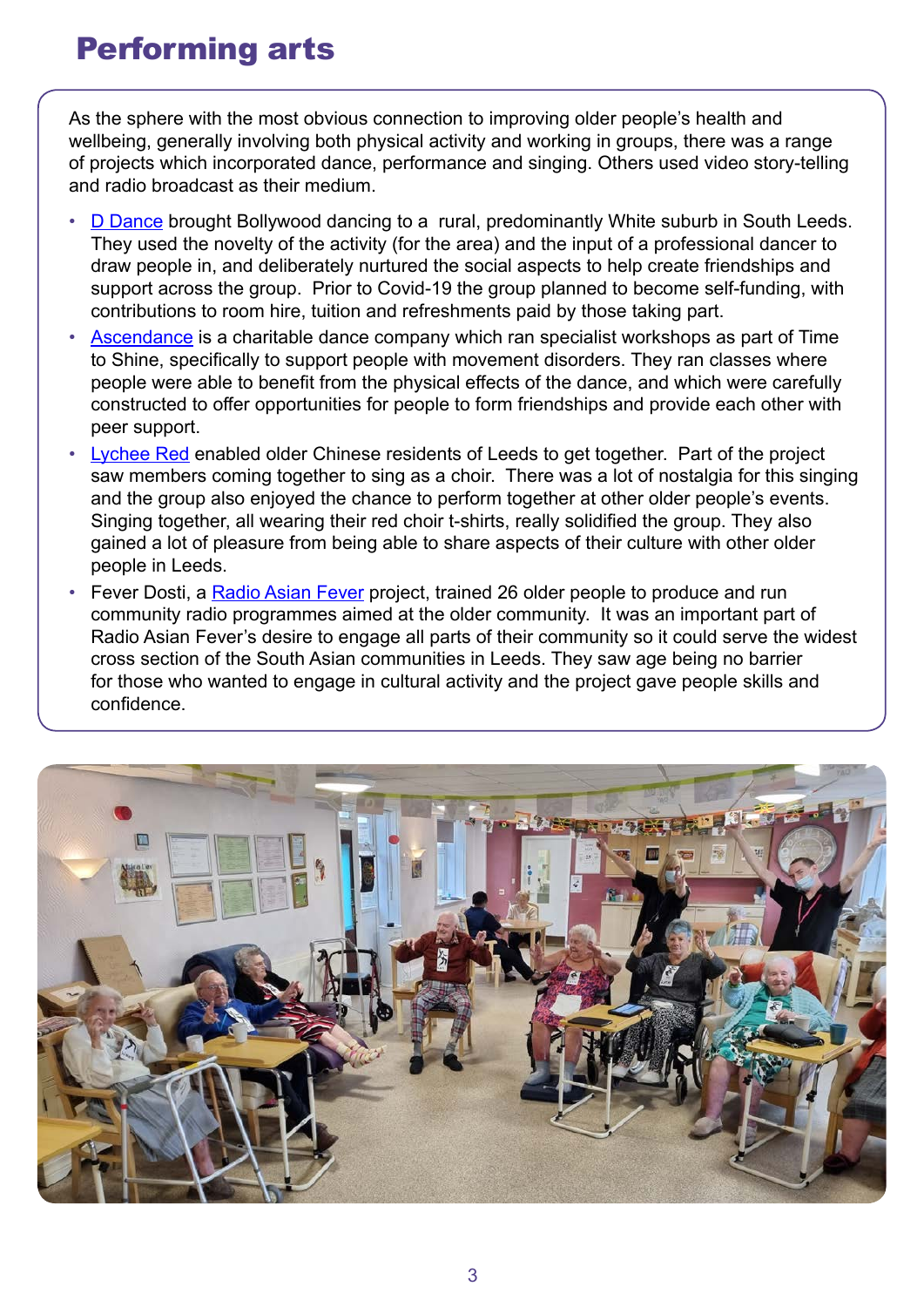# Performing arts

As the sphere with the most obvious connection to improving older people's health and wellbeing, generally involving both physical activity and working in groups, there was a range of projects which incorporated dance, performance and singing. Others used video story-telling and radio broadcast as their medium.

- D Dance brought Bollywood dancing to a rural, predominantly White suburb in South Leeds. They used the novelty of the activity (for the area) and the input of a professional dancer to draw people in, and deliberately nurtured the social aspects to help create friendships and support across the group. Prior to Covid-19 the group planned to become self-funding, with contributions to room hire, tuition and refreshments paid by those taking part.
- Ascendance is a charitable dance company which ran specialist workshops as part of Time to Shine, specifically to support people with movement disorders. They ran classes where people were able to benefit from the physical effects of the dance, and which were carefully constructed to offer opportunities for people to form friendships and provide each other with peer support.
- Lychee Red enabled older Chinese residents of Leeds to get together. Part of the project saw members coming together to sing as a choir. There was a lot of nostalgia for this singing and the group also enjoyed the chance to perform together at other older people's events. Singing together, all wearing their red choir t-shirts, really solidified the group. They also gained a lot of pleasure from being able to share aspects of their culture with other older people in Leeds.
- Fever Dosti, a Radio Asian Fever project, trained 26 older people to produce and run community radio programmes aimed at the older community. It was an important part of Radio Asian Fever's desire to engage all parts of their community so it could serve the widest cross section of the South Asian communities in Leeds. They saw age being no barrier for those who wanted to engage in cultural activity and the project gave people skills and confidence.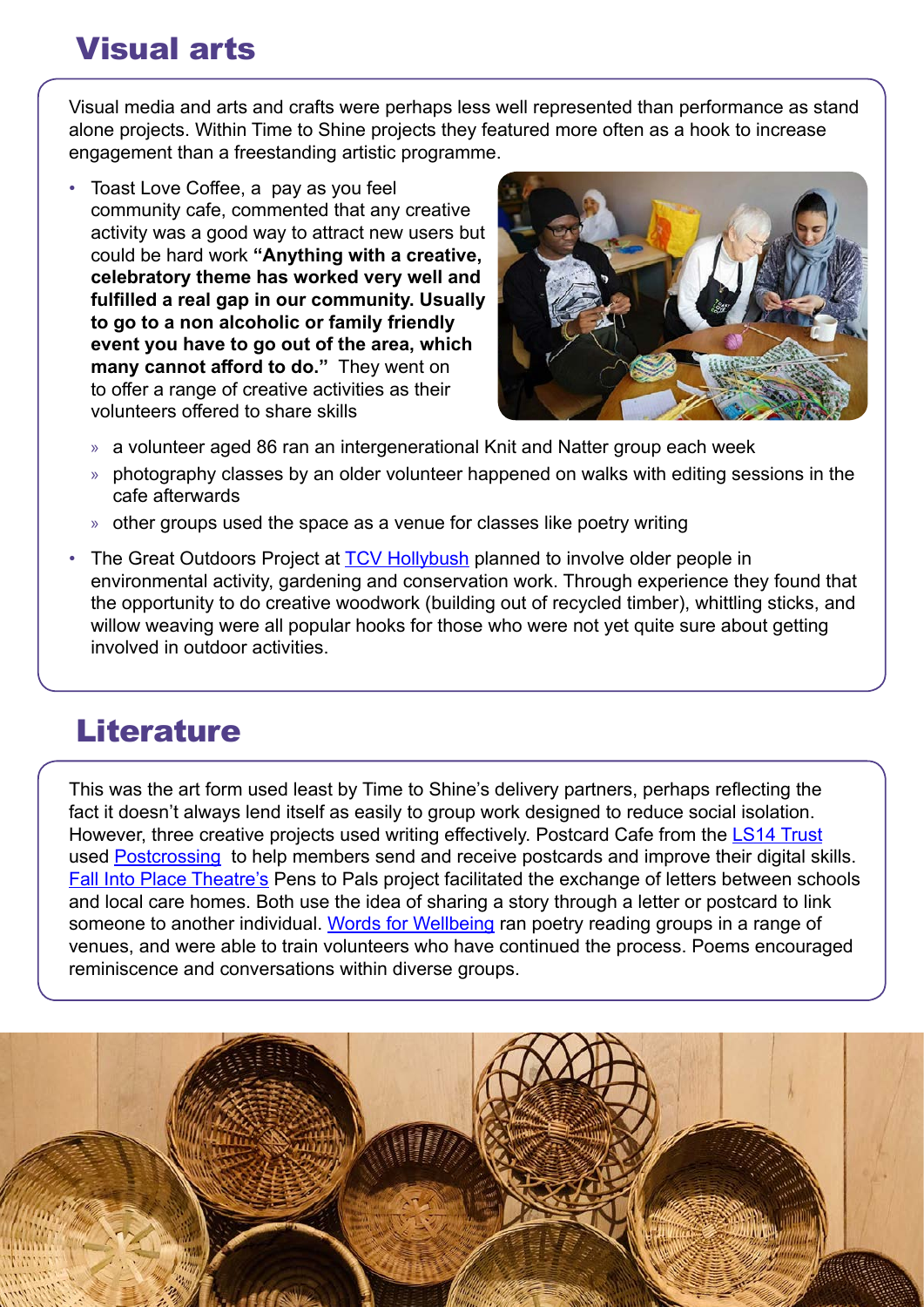## Visual arts

Visual media and arts and crafts were perhaps less well represented than performance as stand alone projects. Within Time to Shine projects they featured more often as a hook to increase engagement than a freestanding artistic programme.

- Toast Love Coffee, a pay as you feel community cafe, commented that any creative activity was a good way to attract new users but could be hard work **"Anything with a creative, celebratory theme has worked very well and fulfilled a real gap in our community. Usually to go to a non alcoholic or family friendly event you have to go out of the area, which many cannot afford to do."** They went on to offer a range of creative activities as their volunteers offered to share skills
  - a volunteer aged 86 ran an intergenerational Knit and Natter group each week
  - photography classes by an older volunteer happened on walks with editing sessions in the cafe afterwards
  - other groups used the space as a venue for classes like poetry writing
- The Great Outdoors Project at TCV Hollybush planned to involve older people in environmental activity, gardening and conservation work. Through experience they found that the opportunity to do creative woodwork (building out of recycled timber), whittling sticks, and willow weaving were all popular hooks for those who were not yet quite sure about getting involved in outdoor activities.

## Literature

This was the art form used least by Time to Shine's delivery partners, perhaps reflecting the fact it doesn't always lend itself as easily to group work designed to reduce social isolation. However, three creative projects used writing effectively. Postcard Cafe from the LS14 Trust used Postcrossing to help members send and receive postcards and improve their digital skills. Fall Into Place Theatre's Pens to Pals project facilitated the exchange of letters between schools and local care homes. Both use the idea of sharing a story through a letter or postcard to link someone to another individual. Words for Wellbeing ran poetry reading groups in a range of venues, and were able to train volunteers who have continued the process. Poems encouraged reminiscence and conversations within diverse groups.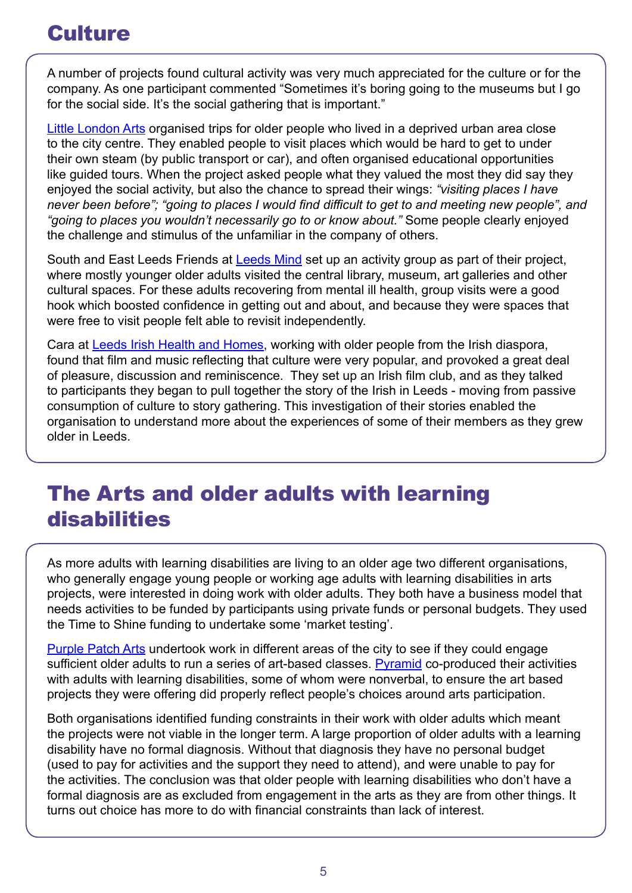## Culture

A number of projects found cultural activity was very much appreciated for the culture or for the company. As one participant commented "Sometimes it's boring going to the museums but I go for the social side. It's the social gathering that is important."

Little London Arts organised trips for older people who lived in a deprived urban area close to the city centre. They enabled people to visit places which would be hard to get to under their own steam (by public transport or car), and often organised educational opportunities like guided tours. When the project asked people what they valued the most they did say they enjoyed the social activity, but also the chance to spread their wings: *"visiting places I have never been before"; "going to places I would find difficult to get to and meeting new people", and "going to places you wouldn't necessarily go to or know about."* Some people clearly enjoyed the challenge and stimulus of the unfamiliar in the company of others.

South and East Leeds Friends at Leeds Mind set up an activity group as part of their project, where mostly younger older adults visited the central library, museum, art galleries and other cultural spaces. For these adults recovering from mental ill health, group visits were a good hook which boosted confidence in getting out and about, and because they were spaces that were free to visit people felt able to revisit independently.

Cara at Leeds Irish Health and Homes, working with older people from the Irish diaspora, found that film and music reflecting that culture were very popular, and provoked a great deal of pleasure, discussion and reminiscence. They set up an Irish film club, and as they talked to participants they began to pull together the story of the Irish in Leeds - moving from passive consumption of culture to story gathering. This investigation of their stories enabled the organisation to understand more about the experiences of some of their members as they grew older in Leeds.

## The Arts and older adults with learning disabilities

As more adults with learning disabilities are living to an older age two different organisations, who generally engage young people or working age adults with learning disabilities in arts projects, were interested in doing work with older adults. They both have a business model that needs activities to be funded by participants using private funds or personal budgets. They used the Time to Shine funding to undertake some 'market testing'.

Purple Patch Arts undertook work in different areas of the city to see if they could engage sufficient older adults to run a series of art-based classes. Pyramid co-produced their activities with adults with learning disabilities, some of whom were nonverbal, to ensure the art based projects they were offering did properly reflect people's choices around arts participation.

Both organisations identified funding constraints in their work with older adults which meant the projects were not viable in the longer term. A large proportion of older adults with a learning disability have no formal diagnosis. Without that diagnosis they have no personal budget (used to pay for activities and the support they need to attend), and were unable to pay for the activities. The conclusion was that older people with learning disabilities who don't have a formal diagnosis are as excluded from engagement in the arts as they are from other things. It turns out choice has more to do with financial constraints than lack of interest.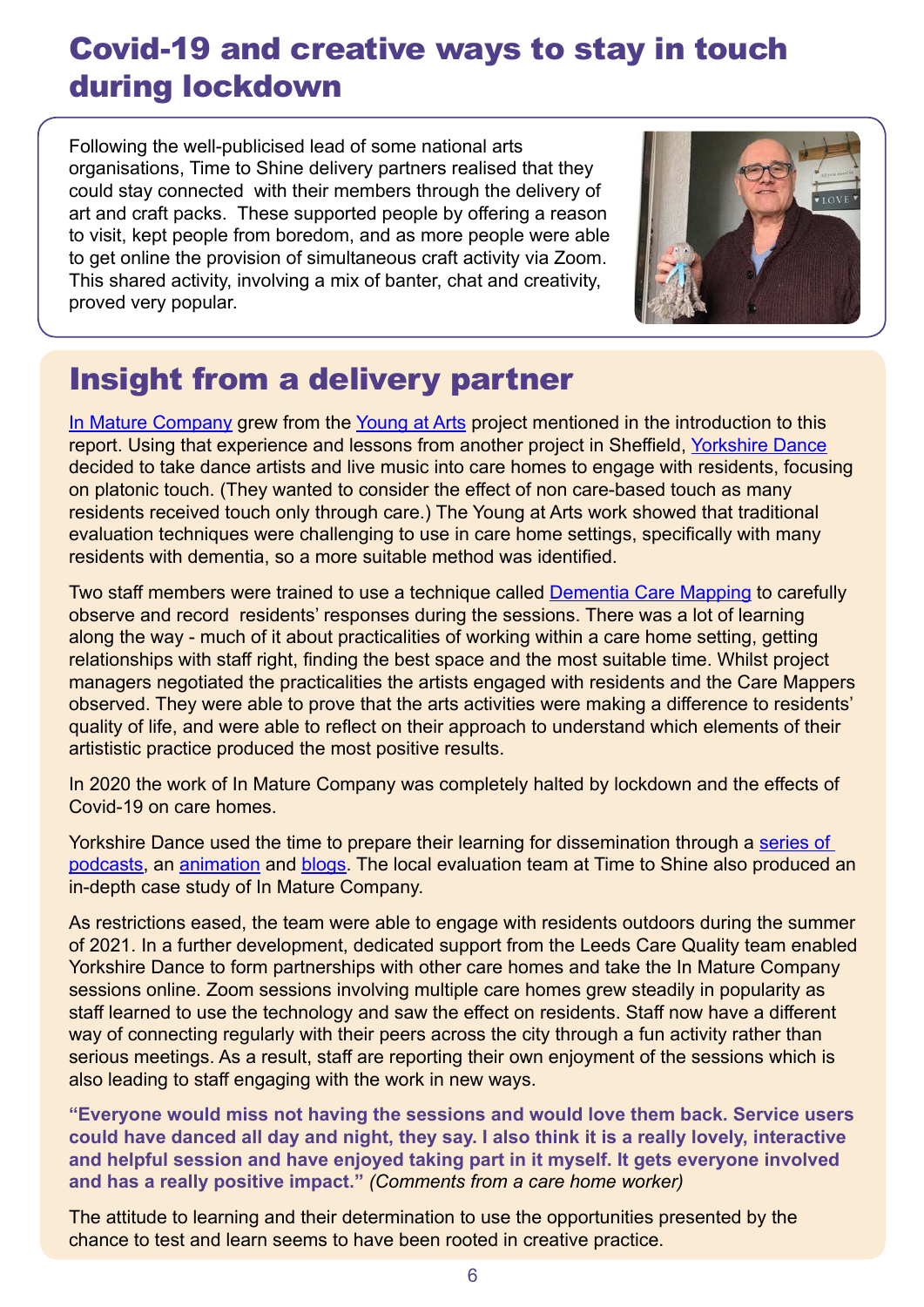# Covid-19 and creative ways to stay in touch during lockdown

Following the well-publicised lead of some national arts organisations, Time to Shine delivery partners realised that they could stay connected with their members through the delivery of art and craft packs. These supported people by offering a reason to visit, kept people from boredom, and as more people were able to get online the provision of simultaneous craft activity via Zoom. This shared activity, involving a mix of banter, chat and creativity, proved very popular.

## Insight from a delivery partner

In Mature Company grew from the Young at Arts project mentioned in the introduction to this report. Using that experience and lessons from another project in Sheffield, Yorkshire Dance decided to take dance artists and live music into care homes to engage with residents, focusing on platonic touch. (They wanted to consider the effect of non care-based touch as many residents received touch only through care.) The Young at Arts work showed that traditional evaluation techniques were challenging to use in care home settings, specifically with many residents with dementia, so a more suitable method was identified.

Two staff members were trained to use a technique called Dementia Care Mapping to carefully observe and record residents' responses during the sessions. There was a lot of learning along the way - much of it about practicalities of working within a care home setting, getting relationships with staff right, finding the best space and the most suitable time. Whilst project managers negotiated the practicalities the artists engaged with residents and the Care Mappers observed. They were able to prove that the arts activities were making a difference to residents' quality of life, and were able to reflect on their approach to understand which elements of their artistic practice produced the most positive results.

In 2020 the work of In Mature Company was completely halted by lockdown and the effects of Covid-19 on care homes.

Yorkshire Dance used the time to prepare their learning for dissemination through a series of podcasts, an animation and blogs. The local evaluation team at Time to Shine also produced an in-depth case study of In Mature Company.

As restrictions eased, the team were able to engage with residents outdoors during the summer of 2021. In a further development, dedicated support from the Leeds Care Quality team enabled Yorkshire Dance to form partnerships with other care homes and take the In Mature Company sessions online. Zoom sessions involving multiple care homes grew steadily in popularity as staff learned to use the technology and saw the effect on residents. Staff now have a different way of connecting regularly with their peers across the city through a fun activity rather than serious meetings. As a result, staff are reporting their own enjoyment of the sessions which is also leading to staff engaging with the work in new ways.

**"Everyone would miss not having the sessions and would love them back. Service users could have danced all day and night, they say. I also think it is a really lovely, interactive and helpful session and have enjoyed taking part in it myself. It gets everyone involved and has a really positive impact."** *(Comments from a care home worker)*

The attitude to learning and their determination to use the opportunities presented by the chance to test and learn seems to have been rooted in creative practice.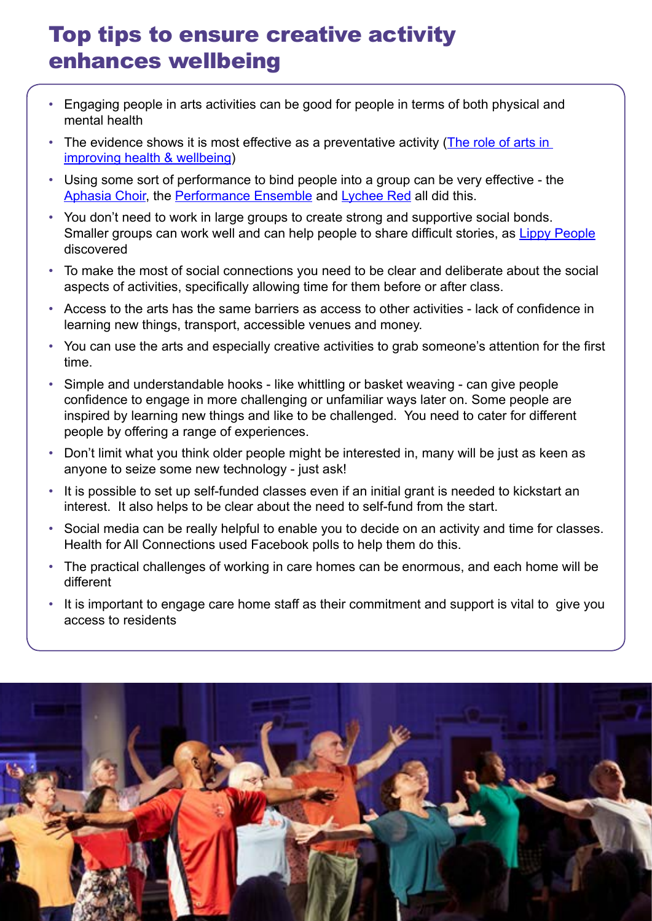# Top tips to ensure creative activity enhances wellbeing

- Engaging people in arts activities can be good for people in terms of both physical and mental health
- The evidence shows it is most effective as a preventative activity (The role of arts in improving health & wellbeing)
- Using some sort of performance to bind people into a group can be very effective - the Aphasia Choir, the Performance Ensemble and Lychee Red all did this.
- You don't need to work in large groups to create strong and supportive social bonds. Smaller groups can work well and can help people to share difficult stories, as Lippy People discovered
- To make the most of social connections you need to be clear and deliberate about the social aspects of activities, specifically allowing time for them before or after class.
- Access to the arts has the same barriers as access to other activities - lack of confidence in learning new things, transport, accessible venues and money.
- You can use the arts and especially creative activities to grab someone's attention for the first time.
- Simple and understandable hooks - like whittling or basket weaving - can give people confidence to engage in more challenging or unfamiliar ways later on. Some people are inspired by learning new things and like to be challenged. You need to cater for different people by offering a range of experiences.
- Don't limit what you think older people might be interested in, many will be just as keen as anyone to seize some new technology - just ask!
- It is possible to set up self-funded classes even if an initial grant is needed to kickstart an interest. It also helps to be clear about the need to self-fund from the start.
- Social media can be really helpful to enable you to decide on an activity and time for classes. Health for All Connections used Facebook polls to help them do this.
- The practical challenges of working in care homes can be enormous, and each home will be different
- It is important to engage care home staff as their commitment and support is vital to give you access to residents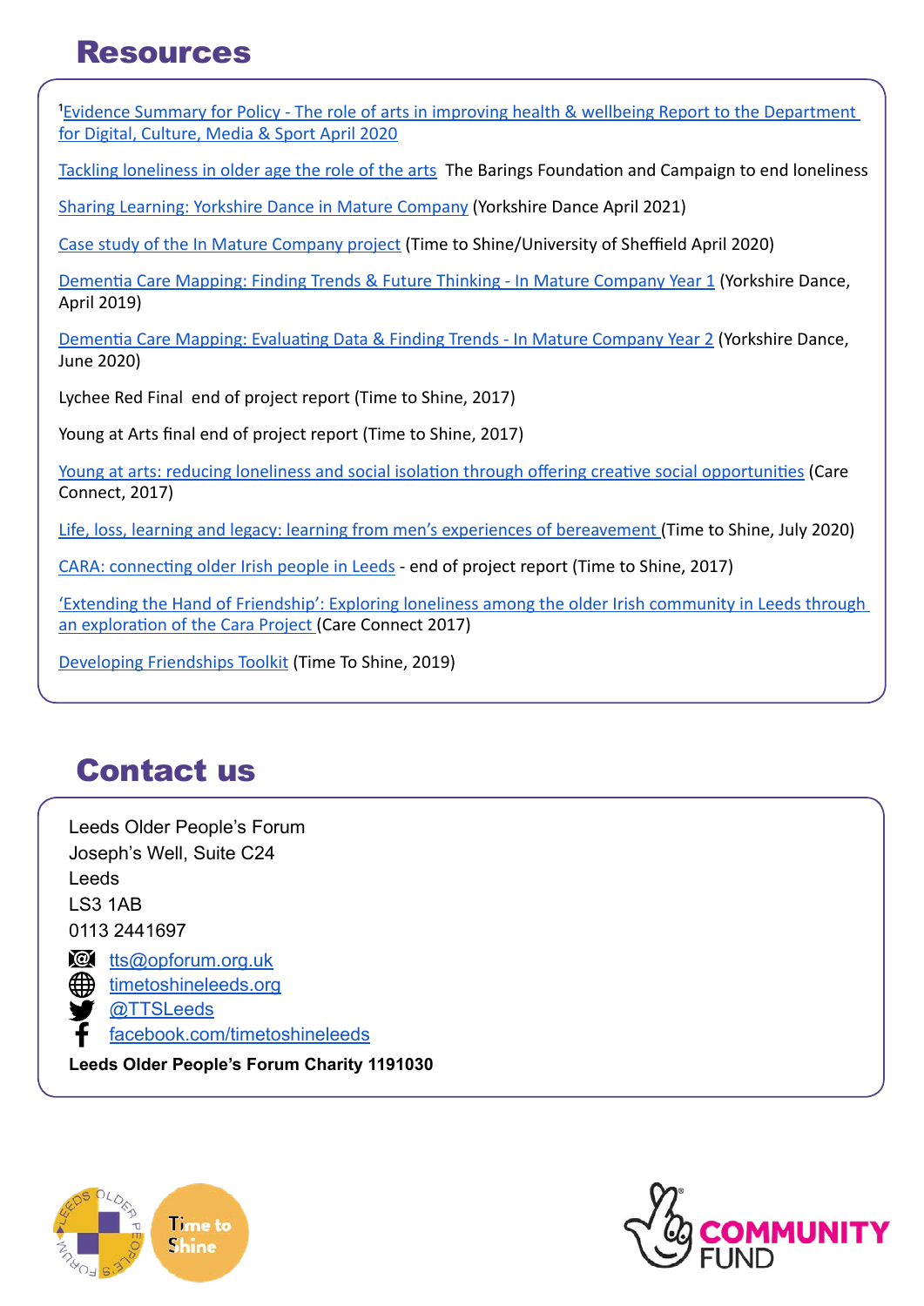## Resources

[1]Evidence Summary for Policy - The role of arts in improving health & wellbeing Report to the Department for Digital, Culture, Media & Sport April 2020

Tackling loneliness in older age the role of the arts The Barings Foundation and Campaign to end loneliness

Sharing Learning: Yorkshire Dance in Mature Company (Yorkshire Dance April 2021)

Case study of the In Mature Company project (Time to Shine/University of Sheffield April 2020)

Dementia Care Mapping: Finding Trends & Future Thinking - In Mature Company Year 1 (Yorkshire Dance, April 2019)

Dementia Care Mapping: Evaluating Data & Finding Trends - In Mature Company Year 2 (Yorkshire Dance, June 2020)

Lychee Red Final end of project report (Time to Shine, 2017)

Young at Arts final end of project report (Time to Shine, 2017)

Young at arts: reducing loneliness and social isolation through offering creative social opportunities (Care Connect, 2017)

Life, loss, learning and legacy: learning from men's experiences of bereavement (Time to Shine, July 2020)

CARA: connecting older Irish people in Leeds - end of project report (Time to Shine, 2017)

'Extending the Hand of Friendship': Exploring loneliness among the older Irish community in Leeds through an exploration of the Cara Project (Care Connect 2017)

Developing Friendships Toolkit (Time To Shine, 2019)

## Contact us

Leeds Older People's Forum
Joseph's Well, Suite C24
Leeds
LS3 1AB
0113 2441697

tts@opforum.org.uk
timetoshineleeds.org
@TTSLeeds
facebook.com/timetoshineleeds

**Leeds Older People's Forum Charity 1191030**